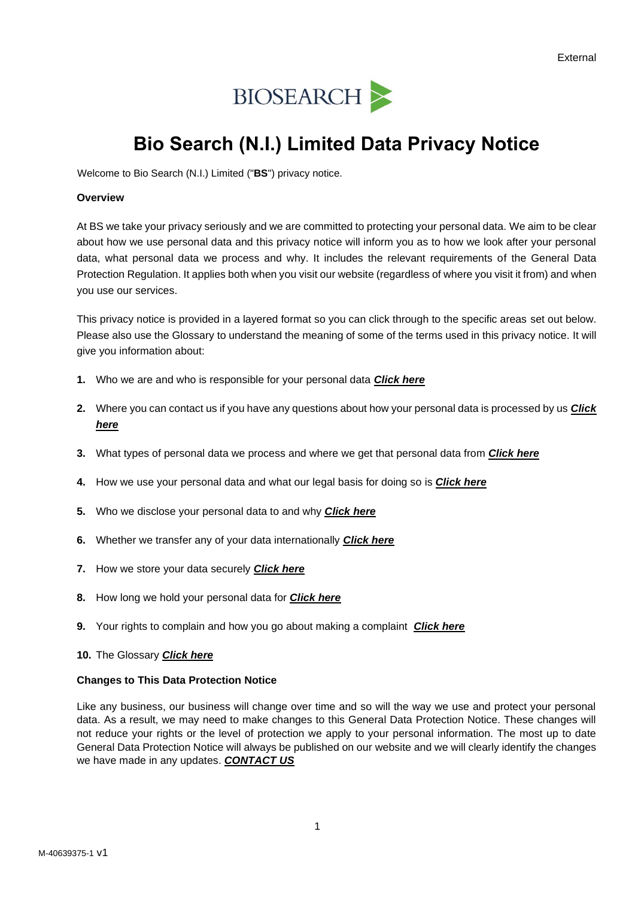External

BIOSEARCH

# Bio Search (N.I.) Limited Data Privacy Notice

Welcome to Bio Search (N.I.) Limited ("**BS**") privacy notice.

**Overview**

At BS we take your privacy seriously and we are committed to protecting your personal data. We aim to be clear about how we use personal data and this privacy notice will inform you as to how we look after your personal data, what personal data we process and why. It includes the relevant requirements of the General Data Protection Regulation. It applies both when you visit our website (regardless of where you visit it from) and when you use our services.

This privacy notice is provided in a layered format so you can click through to the specific areas set out below. Please also use the Glossary to understand the meaning of some of the terms used in this privacy notice. It will give you information about:

1. Who we are and who is responsible for your personal data ***Click here***
2. Where you can contact us if you have any questions about how your personal data is processed by us ***Click here***
3. What types of personal data we process and where we get that personal data from ***Click here***
4. How we use your personal data and what our legal basis for doing so is ***Click here***
5. Who we disclose your personal data to and why ***Click here***
6. Whether we transfer any of your data internationally ***Click here***
7. How we store your data securely ***Click here***
8. How long we hold your personal data for ***Click here***
9. Your rights to complain and how you go about making a complaint ***Click here***
10. The Glossary ***Click here***

**Changes to This Data Protection Notice**

Like any business, our business will change over time and so will the way we use and protect your personal data. As a result, we may need to make changes to this General Data Protection Notice. These changes will not reduce your rights or the level of protection we apply to your personal information. The most up to date General Data Protection Notice will always be published on our website and we will clearly identify the changes we have made in any updates. ***CONTACT US***

M-40639375-1 v1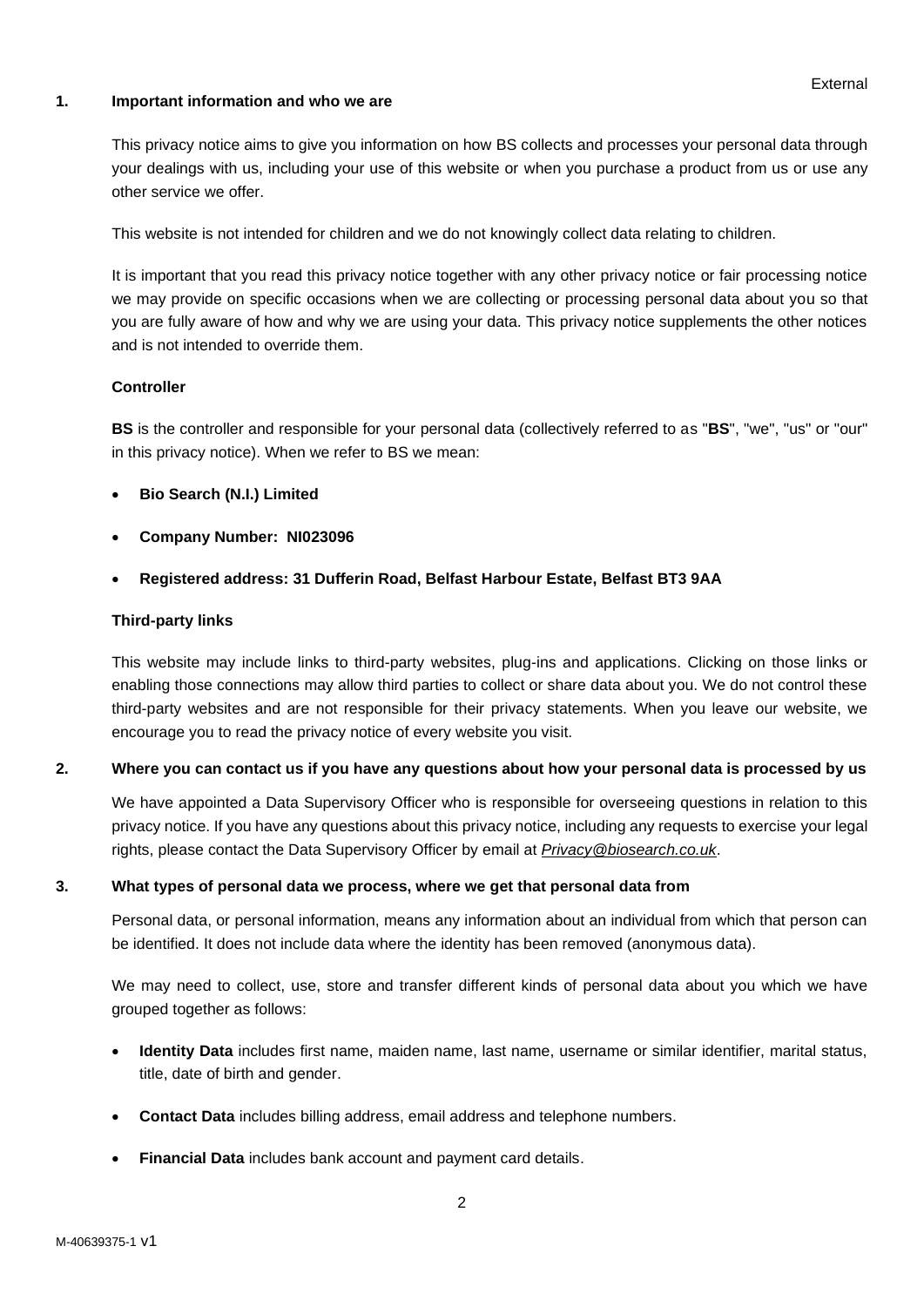## 1. Important information and who we are

This privacy notice aims to give you information on how BS collects and processes your personal data through your dealings with us, including your use of this website or when you purchase a product from us or use any other service we offer.

This website is not intended for children and we do not knowingly collect data relating to children.

It is important that you read this privacy notice together with any other privacy notice or fair processing notice we may provide on specific occasions when we are collecting or processing personal data about you so that you are fully aware of how and why we are using your data. This privacy notice supplements the other notices and is not intended to override them.

### Controller

**BS** is the controller and responsible for your personal data (collectively referred to as "**BS**", "we", "us" or "our" in this privacy notice). When we refer to BS we mean:

- **Bio Search (N.I.) Limited**
- **Company Number: NI023096**
- **Registered address: 31 Dufferin Road, Belfast Harbour Estate, Belfast BT3 9AA**

### Third-party links

This website may include links to third-party websites, plug-ins and applications. Clicking on those links or enabling those connections may allow third parties to collect or share data about you. We do not control these third-party websites and are not responsible for their privacy statements. When you leave our website, we encourage you to read the privacy notice of every website you visit.

## 2. Where you can contact us if you have any questions about how your personal data is processed by us

We have appointed a Data Supervisory Officer who is responsible for overseeing questions in relation to this privacy notice. If you have any questions about this privacy notice, including any requests to exercise your legal rights, please contact the Data Supervisory Officer by email at *Privacy@biosearch.co.uk*.

## 3. What types of personal data we process, where we get that personal data from

Personal data, or personal information, means any information about an individual from which that person can be identified. It does not include data where the identity has been removed (anonymous data).

We may need to collect, use, store and transfer different kinds of personal data about you which we have grouped together as follows:

- **Identity Data** includes first name, maiden name, last name, username or similar identifier, marital status, title, date of birth and gender.
- **Contact Data** includes billing address, email address and telephone numbers.
- **Financial Data** includes bank account and payment card details.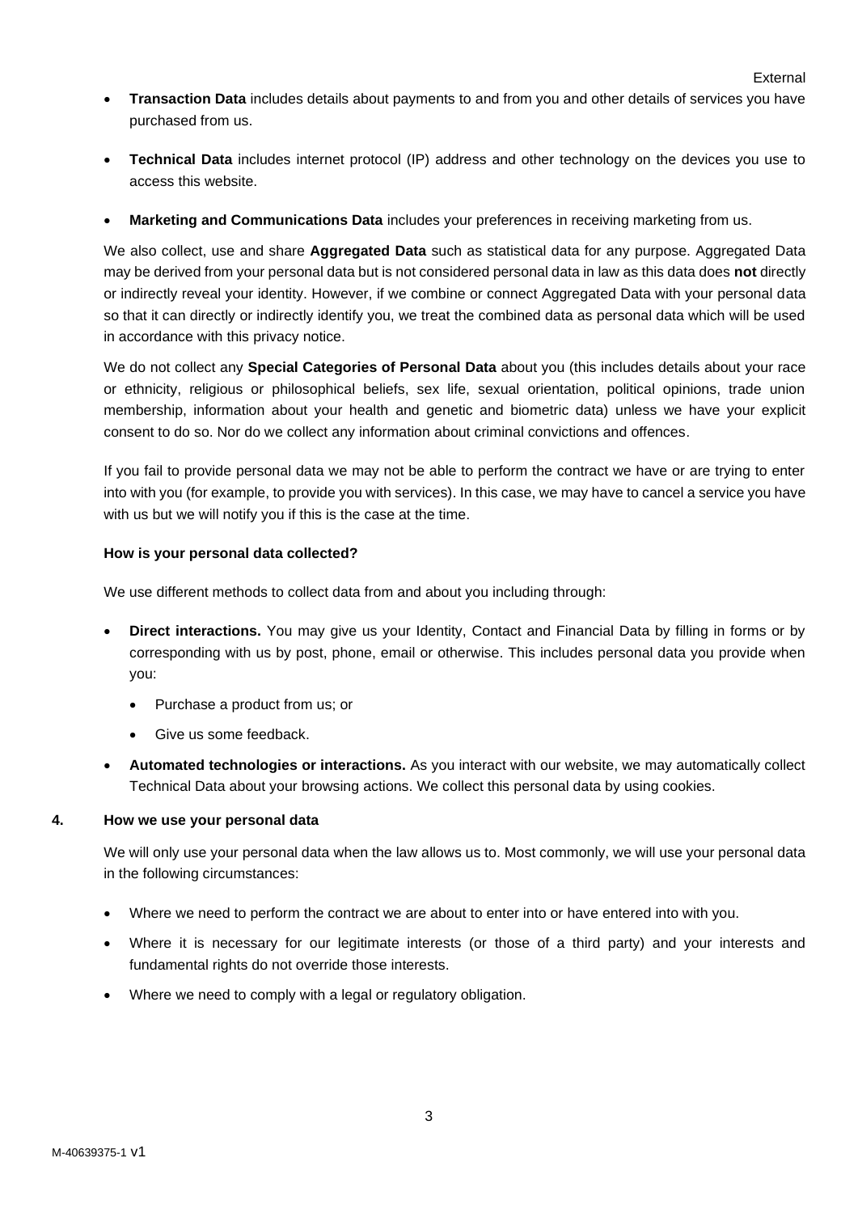- **Transaction Data** includes details about payments to and from you and other details of services you have purchased from us.

- **Technical Data** includes internet protocol (IP) address and other technology on the devices you use to access this website.

- **Marketing and Communications Data** includes your preferences in receiving marketing from us.

We also collect, use and share **Aggregated Data** such as statistical data for any purpose. Aggregated Data may be derived from your personal data but is not considered personal data in law as this data does **not** directly or indirectly reveal your identity. However, if we combine or connect Aggregated Data with your personal data so that it can directly or indirectly identify you, we treat the combined data as personal data which will be used in accordance with this privacy notice.

We do not collect any **Special Categories of Personal Data** about you (this includes details about your race or ethnicity, religious or philosophical beliefs, sex life, sexual orientation, political opinions, trade union membership, information about your health and genetic and biometric data) unless we have your explicit consent to do so. Nor do we collect any information about criminal convictions and offences.

If you fail to provide personal data we may not be able to perform the contract we have or are trying to enter into with you (for example, to provide you with services). In this case, we may have to cancel a service you have with us but we will notify you if this is the case at the time.

**How is your personal data collected?**

We use different methods to collect data from and about you including through:

- **Direct interactions.** You may give us your Identity, Contact and Financial Data by filling in forms or by corresponding with us by post, phone, email or otherwise. This includes personal data you provide when you:
  - Purchase a product from us; or
  - Give us some feedback.
- **Automated technologies or interactions.** As you interact with our website, we may automatically collect Technical Data about your browsing actions. We collect this personal data by using cookies.

## 4. How we use your personal data

We will only use your personal data when the law allows us to. Most commonly, we will use your personal data in the following circumstances:

- Where we need to perform the contract we are about to enter into or have entered into with you.
- Where it is necessary for our legitimate interests (or those of a third party) and your interests and fundamental rights do not override those interests.
- Where we need to comply with a legal or regulatory obligation.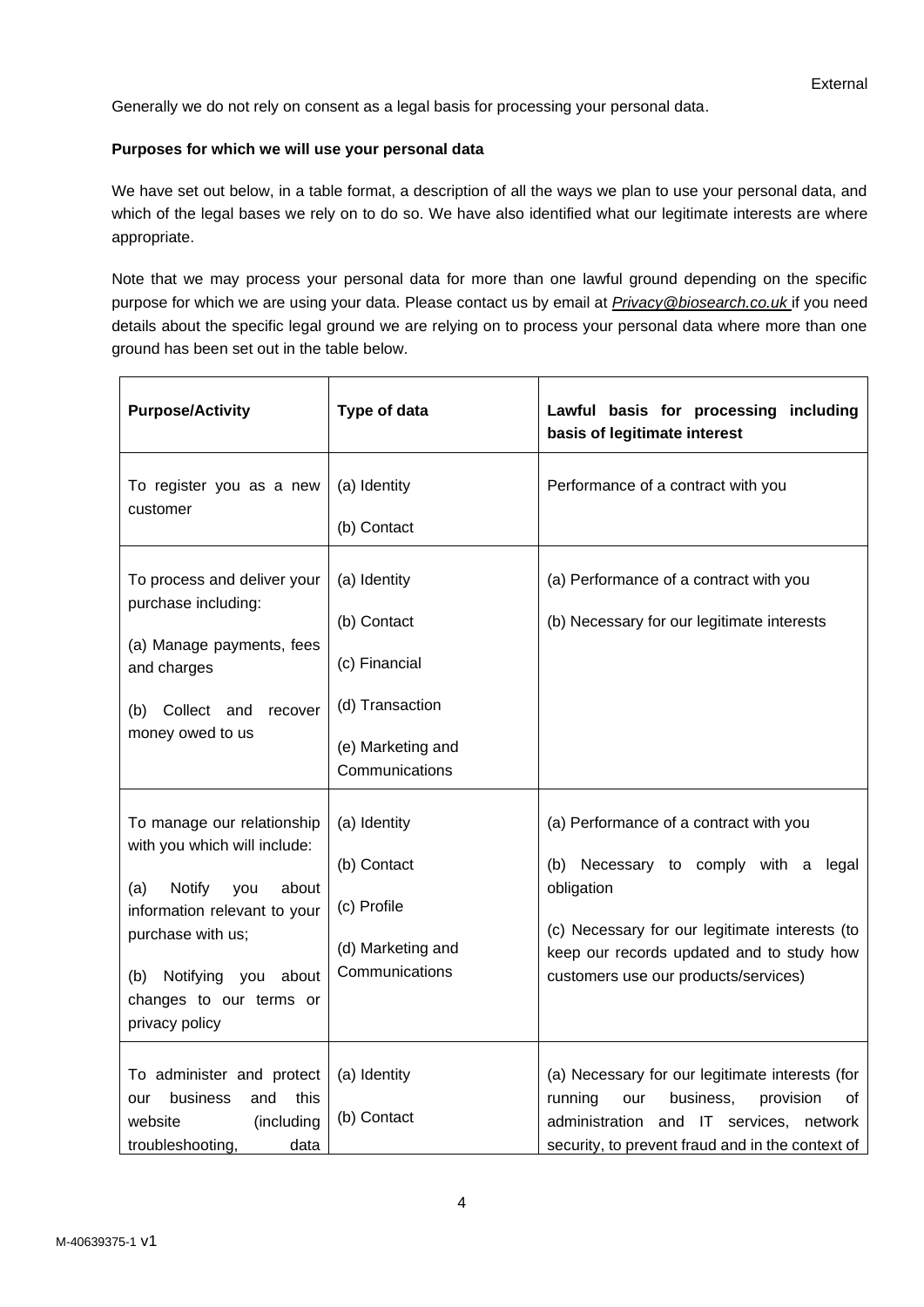Generally we do not rely on consent as a legal basis for processing your personal data.

**Purposes for which we will use your personal data**

We have set out below, in a table format, a description of all the ways we plan to use your personal data, and which of the legal bases we rely on to do so. We have also identified what our legitimate interests are where appropriate.

Note that we may process your personal data for more than one lawful ground depending on the specific purpose for which we are using your data. Please contact us by email at *Privacy@biosearch.co.uk* if you need details about the specific legal ground we are relying on to process your personal data where more than one ground has been set out in the table below.

| **Purpose/Activity** | **Type of data** | **Lawful basis for processing including basis of legitimate interest** |
|---|---|---|
| To register you as a new customer | (a) Identity<br><br>(b) Contact | Performance of a contract with you |
| To process and deliver your purchase including:<br><br>(a) Manage payments, fees and charges<br><br>(b) Collect and recover money owed to us | (a) Identity<br><br>(b) Contact<br><br>(c) Financial<br><br>(d) Transaction<br><br>(e) Marketing and Communications | (a) Performance of a contract with you<br><br>(b) Necessary for our legitimate interests |
| To manage our relationship with you which will include:<br><br>(a) Notify you about information relevant to your purchase with us;<br><br>(b) Notifying you about changes to our terms or privacy policy | (a) Identity<br><br>(b) Contact<br><br>(c) Profile<br><br>(d) Marketing and Communications | (a) Performance of a contract with you<br><br>(b) Necessary to comply with a legal obligation<br><br>(c) Necessary for our legitimate interests (to keep our records updated and to study how customers use our products/services) |
| To administer and protect our business and this website (including troubleshooting, data | (a) Identity<br><br>(b) Contact | (a) Necessary for our legitimate interests (for running our business, provision of administration and IT services, network security, to prevent fraud and in the context of |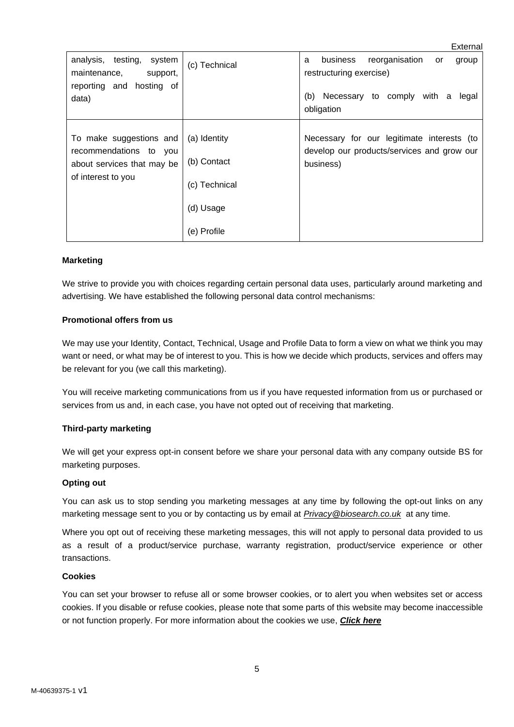| | | |
|---|---|---|
| analysis, testing, system maintenance, support, reporting and hosting of data) | (c) Technical | a business reorganisation or group restructuring exercise)<br><br>(b) Necessary to comply with a legal obligation |
| To make suggestions and recommendations to you about services that may be of interest to you | (a) Identity<br><br>(b) Contact<br><br>(c) Technical<br><br>(d) Usage<br><br>(e) Profile | Necessary for our legitimate interests (to develop our products/services and grow our business) |

**Marketing**

We strive to provide you with choices regarding certain personal data uses, particularly around marketing and advertising. We have established the following personal data control mechanisms:

**Promotional offers from us**

We may use your Identity, Contact, Technical, Usage and Profile Data to form a view on what we think you may want or need, or what may be of interest to you. This is how we decide which products, services and offers may be relevant for you (we call this marketing).

You will receive marketing communications from us if you have requested information from us or purchased or services from us and, in each case, you have not opted out of receiving that marketing.

**Third-party marketing**

We will get your express opt-in consent before we share your personal data with any company outside BS for marketing purposes.

**Opting out**

You can ask us to stop sending you marketing messages at any time by following the opt-out links on any marketing message sent to you or by contacting us by email at *Privacy@biosearch.co.uk* at any time.

Where you opt out of receiving these marketing messages, this will not apply to personal data provided to us as a result of a product/service purchase, warranty registration, product/service experience or other transactions.

**Cookies**

You can set your browser to refuse all or some browser cookies, or to alert you when websites set or access cookies. If you disable or refuse cookies, please note that some parts of this website may become inaccessible or not function properly. For more information about the cookies we use, ***Click here***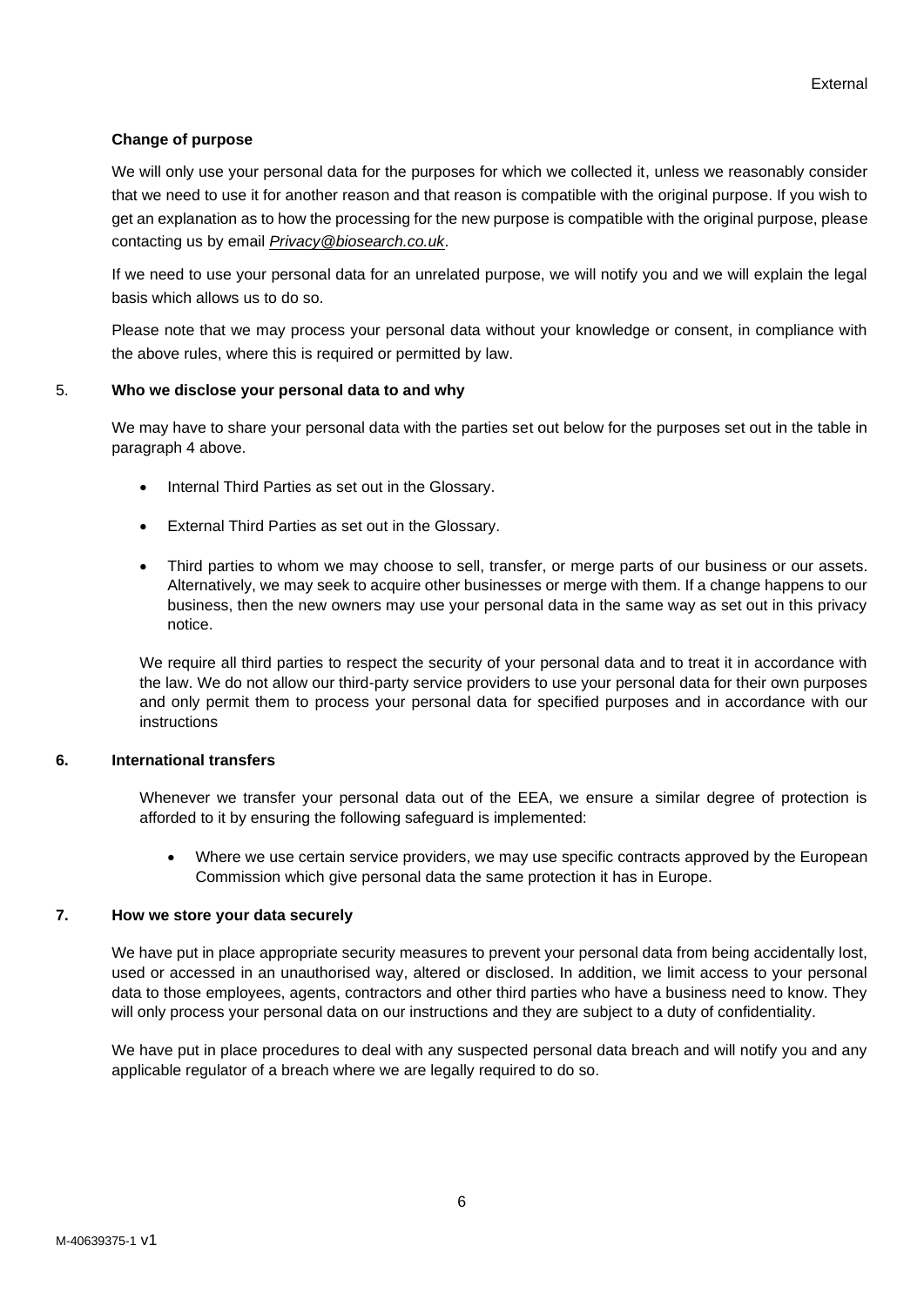**Change of purpose**

We will only use your personal data for the purposes for which we collected it, unless we reasonably consider that we need to use it for another reason and that reason is compatible with the original purpose. If you wish to get an explanation as to how the processing for the new purpose is compatible with the original purpose, please contacting us by email *Privacy@biosearch.co.uk*.

If we need to use your personal data for an unrelated purpose, we will notify you and we will explain the legal basis which allows us to do so.

Please note that we may process your personal data without your knowledge or consent, in compliance with the above rules, where this is required or permitted by law.

## 5. **Who we disclose your personal data to and why**

We may have to share your personal data with the parties set out below for the purposes set out in the table in paragraph 4 above.

- Internal Third Parties as set out in the Glossary.
- External Third Parties as set out in the Glossary.
- Third parties to whom we may choose to sell, transfer, or merge parts of our business or our assets. Alternatively, we may seek to acquire other businesses or merge with them. If a change happens to our business, then the new owners may use your personal data in the same way as set out in this privacy notice.

We require all third parties to respect the security of your personal data and to treat it in accordance with the law. We do not allow our third-party service providers to use your personal data for their own purposes and only permit them to process your personal data for specified purposes and in accordance with our instructions

## 6. International transfers

Whenever we transfer your personal data out of the EEA, we ensure a similar degree of protection is afforded to it by ensuring the following safeguard is implemented:

- Where we use certain service providers, we may use specific contracts approved by the European Commission which give personal data the same protection it has in Europe.

## 7. How we store your data securely

We have put in place appropriate security measures to prevent your personal data from being accidentally lost, used or accessed in an unauthorised way, altered or disclosed. In addition, we limit access to your personal data to those employees, agents, contractors and other third parties who have a business need to know. They will only process your personal data on our instructions and they are subject to a duty of confidentiality.

We have put in place procedures to deal with any suspected personal data breach and will notify you and any applicable regulator of a breach where we are legally required to do so.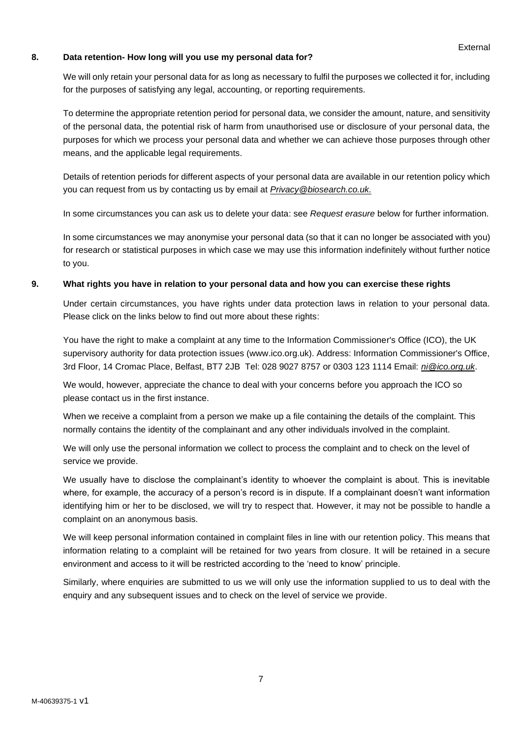## 8. Data retention- How long will you use my personal data for?

We will only retain your personal data for as long as necessary to fulfil the purposes we collected it for, including for the purposes of satisfying any legal, accounting, or reporting requirements.

To determine the appropriate retention period for personal data, we consider the amount, nature, and sensitivity of the personal data, the potential risk of harm from unauthorised use or disclosure of your personal data, the purposes for which we process your personal data and whether we can achieve those purposes through other means, and the applicable legal requirements.

Details of retention periods for different aspects of your personal data are available in our retention policy which you can request from us by contacting us by email at *Privacy@biosearch.co.uk.*

In some circumstances you can ask us to delete your data: see *Request erasure* below for further information.

In some circumstances we may anonymise your personal data (so that it can no longer be associated with you) for research or statistical purposes in which case we may use this information indefinitely without further notice to you.

## 9. What rights you have in relation to your personal data and how you can exercise these rights

Under certain circumstances, you have rights under data protection laws in relation to your personal data. Please click on the links below to find out more about these rights:

You have the right to make a complaint at any time to the Information Commissioner's Office (ICO), the UK supervisory authority for data protection issues (www.ico.org.uk). Address: Information Commissioner's Office, 3rd Floor, 14 Cromac Place, Belfast, BT7 2JB Tel: 028 9027 8757 or 0303 123 1114 Email: *ni@ico.org.uk*.

We would, however, appreciate the chance to deal with your concerns before you approach the ICO so please contact us in the first instance.

When we receive a complaint from a person we make up a file containing the details of the complaint. This normally contains the identity of the complainant and any other individuals involved in the complaint.

We will only use the personal information we collect to process the complaint and to check on the level of service we provide.

We usually have to disclose the complainant's identity to whoever the complaint is about. This is inevitable where, for example, the accuracy of a person's record is in dispute. If a complainant doesn't want information identifying him or her to be disclosed, we will try to respect that. However, it may not be possible to handle a complaint on an anonymous basis.

We will keep personal information contained in complaint files in line with our retention policy. This means that information relating to a complaint will be retained for two years from closure. It will be retained in a secure environment and access to it will be restricted according to the 'need to know' principle.

Similarly, where enquiries are submitted to us we will only use the information supplied to us to deal with the enquiry and any subsequent issues and to check on the level of service we provide.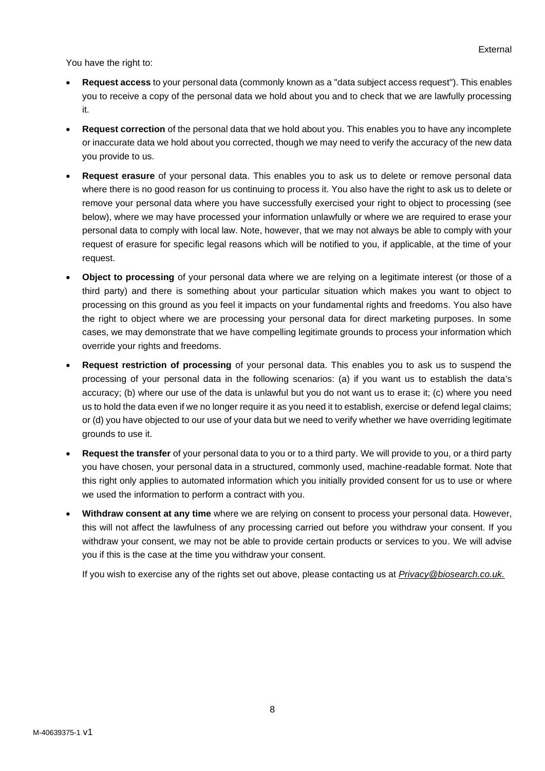You have the right to:

- **Request access** to your personal data (commonly known as a "data subject access request"). This enables you to receive a copy of the personal data we hold about you and to check that we are lawfully processing it.
- **Request correction** of the personal data that we hold about you. This enables you to have any incomplete or inaccurate data we hold about you corrected, though we may need to verify the accuracy of the new data you provide to us.
- **Request erasure** of your personal data. This enables you to ask us to delete or remove personal data where there is no good reason for us continuing to process it. You also have the right to ask us to delete or remove your personal data where you have successfully exercised your right to object to processing (see below), where we may have processed your information unlawfully or where we are required to erase your personal data to comply with local law. Note, however, that we may not always be able to comply with your request of erasure for specific legal reasons which will be notified to you, if applicable, at the time of your request.
- **Object to processing** of your personal data where we are relying on a legitimate interest (or those of a third party) and there is something about your particular situation which makes you want to object to processing on this ground as you feel it impacts on your fundamental rights and freedoms. You also have the right to object where we are processing your personal data for direct marketing purposes. In some cases, we may demonstrate that we have compelling legitimate grounds to process your information which override your rights and freedoms.
- **Request restriction of processing** of your personal data. This enables you to ask us to suspend the processing of your personal data in the following scenarios: (a) if you want us to establish the data's accuracy; (b) where our use of the data is unlawful but you do not want us to erase it; (c) where you need us to hold the data even if we no longer require it as you need it to establish, exercise or defend legal claims; or (d) you have objected to our use of your data but we need to verify whether we have overriding legitimate grounds to use it.
- **Request the transfer** of your personal data to you or to a third party. We will provide to you, or a third party you have chosen, your personal data in a structured, commonly used, machine-readable format. Note that this right only applies to automated information which you initially provided consent for us to use or where we used the information to perform a contract with you.
- **Withdraw consent at any time** where we are relying on consent to process your personal data. However, this will not affect the lawfulness of any processing carried out before you withdraw your consent. If you withdraw your consent, we may not be able to provide certain products or services to you. We will advise you if this is the case at the time you withdraw your consent.

  If you wish to exercise any of the rights set out above, please contacting us at *Privacy@biosearch.co.uk*.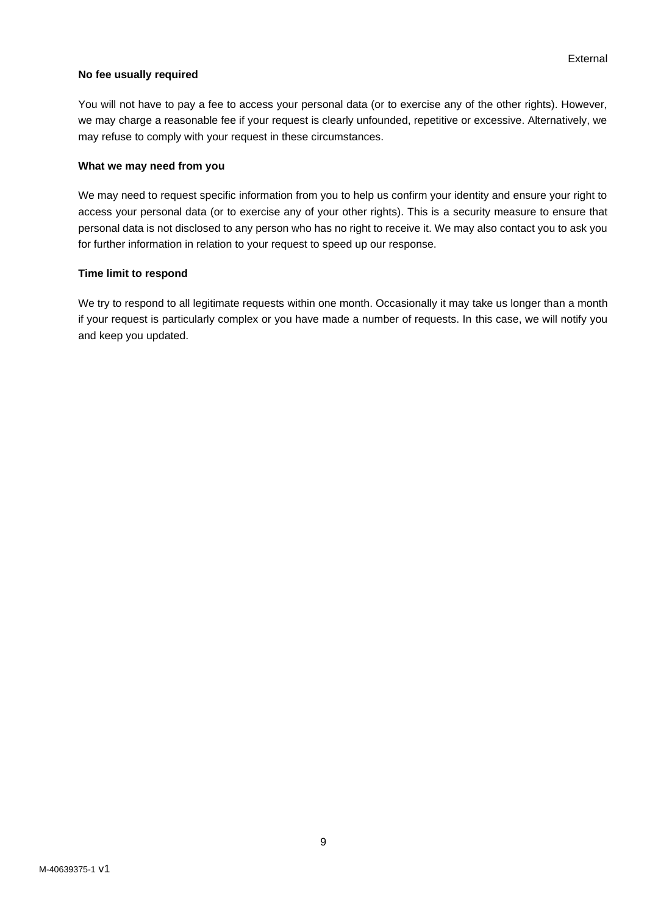**No fee usually required**

You will not have to pay a fee to access your personal data (or to exercise any of the other rights). However, we may charge a reasonable fee if your request is clearly unfounded, repetitive or excessive. Alternatively, we may refuse to comply with your request in these circumstances.

**What we may need from you**

We may need to request specific information from you to help us confirm your identity and ensure your right to access your personal data (or to exercise any of your other rights). This is a security measure to ensure that personal data is not disclosed to any person who has no right to receive it. We may also contact you to ask you for further information in relation to your request to speed up our response.

**Time limit to respond**

We try to respond to all legitimate requests within one month. Occasionally it may take us longer than a month if your request is particularly complex or you have made a number of requests. In this case, we will notify you and keep you updated.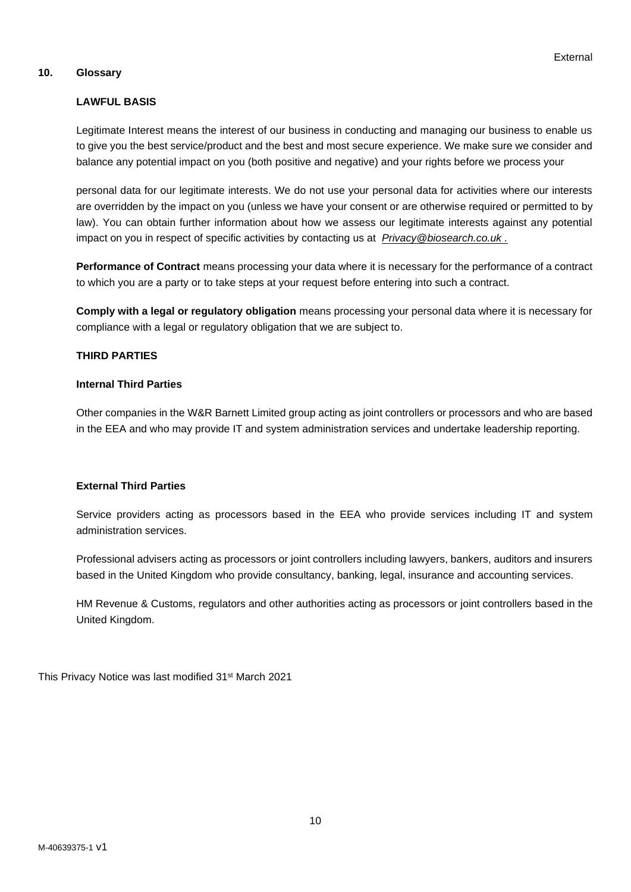## 10. Glossary

**LAWFUL BASIS**

Legitimate Interest means the interest of our business in conducting and managing our business to enable us to give you the best service/product and the best and most secure experience. We make sure we consider and balance any potential impact on you (both positive and negative) and your rights before we process your personal data for our legitimate interests. We do not use your personal data for activities where our interests are overridden by the impact on you (unless we have your consent or are otherwise required or permitted to by law). You can obtain further information about how we assess our legitimate interests against any potential impact on you in respect of specific activities by contacting us at *Privacy@biosearch.co.uk .*

**Performance of Contract** means processing your data where it is necessary for the performance of a contract to which you are a party or to take steps at your request before entering into such a contract.

**Comply with a legal or regulatory obligation** means processing your personal data where it is necessary for compliance with a legal or regulatory obligation that we are subject to.

**THIRD PARTIES**

**Internal Third Parties**

Other companies in the W&R Barnett Limited group acting as joint controllers or processors and who are based in the EEA and who may provide IT and system administration services and undertake leadership reporting.

**External Third Parties**

Service providers acting as processors based in the EEA who provide services including IT and system administration services.

Professional advisers acting as processors or joint controllers including lawyers, bankers, auditors and insurers based in the United Kingdom who provide consultancy, banking, legal, insurance and accounting services.

HM Revenue & Customs, regulators and other authorities acting as processors or joint controllers based in the United Kingdom.

This Privacy Notice was last modified 31st March 2021